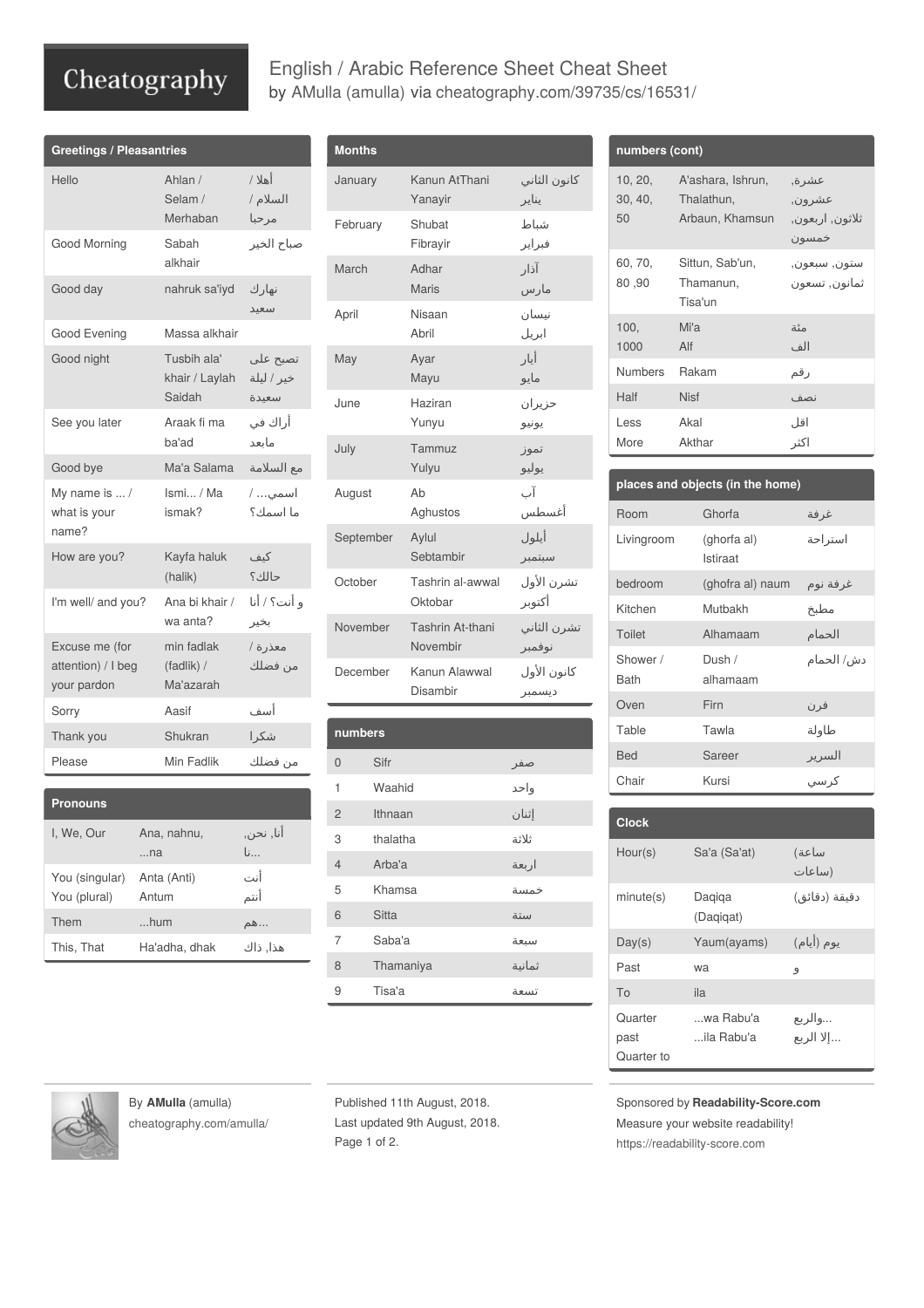# English / Arabic Reference Sheet Cheat Sheet

by AMulla (amulla) via cheatography.com/39735/cs/16531/

## Greetings / Pleasantries

| | | |
|---|---|---|
| Hello | Ahlan / Selam / Merhaban | أهلا / السلام / مرحبا |
| Good Morning | Sabah alkhair | صباح الخير |
| Good day | nahruk sa'iyd | نهارك سعيد |
| Good Evening | Massa alkhair | |
| Good night | Tusbih ala' khair / Laylah Saidah | تصبح على خير / ليلة سعيدة |
| See you later | Araak fi ma ba'ad | أراك في مابعد |
| Good bye | Ma'a Salama | مع السلامة |
| My name is ... / what is your name? | Ismi... / Ma ismak? | اسمي... / ما اسمك؟ |
| How are you? | Kayfa haluk (halik) | كيف حالك؟ |
| I'm well/ and you? | Ana bi khair / wa anta? | و أنت؟ / أنا بخير |
| Excuse me (for attention) / I beg your pardon | min fadlak (fadlik) / Ma'azarah | معذرة / من فضلك |
| Sorry | Aasif | أسف |
| Thank you | Shukran | شكرا |
| Please | Min Fadlik | من فضلك |

## Pronouns

| | | |
|---|---|---|
| I, We, Our | Ana, nahnu, ...na | أنا, نحن, نا... |
| You (singular) You (plural) | Anta (Anti) Antum | أنت أنتم |
| Them | ...hum | هم... |
| This, That | Ha'adha, dhak | هذا, ذاك |

## Months

| | | |
|---|---|---|
| January | Kanun AtThani Yanayir | كانون الثاني يناير |
| February | Shubat Fibrayir | شباط فبراير |
| March | Adhar Maris | آذار مارس |
| April | Nisaan Abril | نيسان ابريل |
| May | Ayar Mayu | أيار مايو |
| June | Haziran Yunyu | حزيران يونيو |
| July | Tammuz Yulyu | تموز يوليو |
| August | Ab Aghustos | آب أغسطس |
| September | Aylul Sebtambir | أيلول سبتمبر |
| October | Tashrin al-awwal Oktobar | تشرن الأول أكتوبر |
| November | Tashrin At-thani Novembir | تشرن الثاني نوفمبر |
| December | Kanun Alawwal Disambir | كانون الأول ديسمبر |

## numbers

| | | |
|---|---|---|
| 0 | Sifr | صفر |
| 1 | Waahid | واحد |
| 2 | Ithnaan | إثنان |
| 3 | thalatha | ثلاثة |
| 4 | Arba'a | اربعة |
| 5 | Khamsa | خمسة |
| 6 | Sitta | ستة |
| 7 | Saba'a | سبعة |
| 8 | Thamaniya | ثمانية |
| 9 | Tisa'a | تسعة |

## numbers (cont)

| | | |
|---|---|---|
| 10, 20, 30, 40, 50 | A'ashara, Ishrun, Thalathun, Arbaun, Khamsun | عشرة, عشرون, ثلاثون, اربعون, خمسون |
| 60, 70, 80 ,90 | Sittun, Sab'un, Thamanun, Tisa'un | ستون, سبعون, ثمانون, تسعون |
| 100, 1000 | Mi'a Alf | مئة الف |
| Numbers | Rakam | رقم |
| Half | Nisf | نصف |
| Less More | Akal Akthar | اقل اكثر |

## places and objects (in the home)

| | | |
|---|---|---|
| Room | Ghorfa | غرفة |
| Livingroom | (ghorfa al) Istiraat | استراحة |
| bedroom | (ghofra al) naum | غرفة نوم |
| Kitchen | Mutbakh | مطبخ |
| Toilet | Alhamaam | الحمام |
| Shower / Bath | Dush / alhamaam | دش/ الحمام |
| Oven | Firn | فرن |
| Table | Tawla | طاولة |
| Bed | Sareer | السرير |
| Chair | Kursi | كرسي |

## Clock

| | | |
|---|---|---|
| Hour(s) | Sa'a (Sa'at) | ساعة (ساعات) |
| minute(s) | Daqiqa (Daqiqat) | دقيقة (دقائق) |
| Day(s) | Yaum(ayams) | يوم (أيام) |
| Past | wa | و |
| To | ila | |
| Quarter past Quarter to | ...wa Rabu'a ...ila Rabu'a | والربع... إلا الربع... |

By **AMulla** (amulla) cheatography.com/amulla/

Published 11th August, 2018. Last updated 9th August, 2018. Page 1 of 2.

Sponsored by **Readability-Score.com** Measure your website readability! https://readability-score.com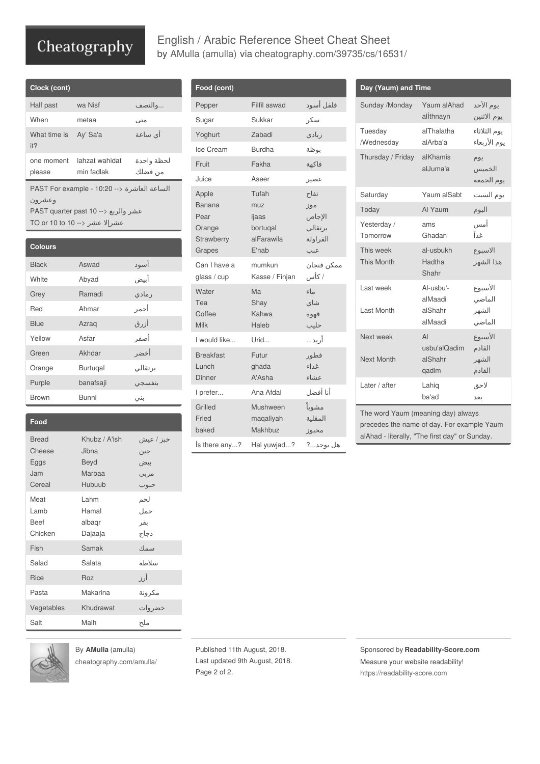## Clock (cont)

| | | |
|---|---|---|
| Half past | wa Nisf | والنصف... |
| When | metaa | متى |
| What time is it? | Ay' Sa'a | أي ساعة |
| one moment please | lahzat wahidat min fadlak | لحظة واحدة من فضلك |

PAST For example - 10:20 --> الساعة العاشرة وعشرون
PAST quarter past 10 --> عشر والربع
TO or 10 to 10 --> عشرإلا عشر

## Colours

| | | |
|---|---|---|
| Black | Aswad | أسود |
| White | Abyad | أبيض |
| Grey | Ramadi | رمادي |
| Red | Ahmar | أحمر |
| Blue | Azraq | أزرق |
| Yellow | Asfar | أصفر |
| Green | Akhdar | أخضر |
| Orange | Burtuqal | برتقالي |
| Purple | banafsaji | بنفسجي |
| Brown | Bunni | بني |

## Food

| | | |
|---|---|---|
| Bread<br>Cheese<br>Eggs<br>Jam<br>Cereal | Khubz / A'ish<br>Jibna<br>Beyd<br>Marbaa<br>Hubuub | خبز / عيش<br>جبن<br>بيض<br>مربى<br>حبوب |
| Meat<br>Lamb<br>Beef<br>Chicken | Lahm<br>Hamal<br>albaqr<br>Dajaaja | لحم<br>حمل<br>بقر<br>دجاج |
| Fish | Samak | سمك |
| Salad | Salata | سلاطة |
| Rice | Roz | أرز |
| Pasta | Makarina | مكرونة |
| Vegetables | Khudrawat | خضروات |
| Salt | Malh | ملح |

## Food (cont)

| | | |
|---|---|---|
| Pepper | Filfil aswad | فلفل أسود |
| Sugar | Sukkar | سكر |
| Yoghurt | Zabadi | زبادي |
| Ice Cream | Burdha | بوظة |
| Fruit | Fakha | فاكهة |
| Juice | Aseer | عصير |
| Apple<br>Banana<br>Pear<br>Orange<br>Strawberry<br>Grapes | Tufah<br>muz<br>ijaas<br>bortuqal<br>alFarawila<br>E'nab | تفاح<br>موز<br>الإجاص<br>برتقالي<br>الفراولة<br>عنب |
| Can I have a glass / cup | mumkun Kasse / Finjan | ممكن فنجان / كأس |
| Water<br>Tea<br>Coffee<br>Milk | Ma<br>Shay<br>Kahwa<br>Haleb | ماء<br>شاي<br>قهوة<br>حليب |
| I would like... | Urid... | أريد... |
| Breakfast<br>Lunch<br>Dinner | Futur<br>ghada<br>A'Asha | فطور<br>غداء<br>عشاء |
| I prefer... | Ana Afdal | أنا أفضل |
| Grilled<br>Fried<br>baked | Mushween<br>maqaliyah<br>Makhbuz | مشوياً<br>المقلية<br>مخبوز |
| Is there any...? | Hal yuwjad...? | هل يوجد...? |

## Day (Yaum) and Time

| | | |
|---|---|---|
| Sunday /Monday | Yaum alAhad allthnayn | يوم الأحد<br>يوم الاثنين |
| Tuesday /Wednesday | alThalatha alArba'a | يوم الثلاثاء<br>يوم الأربعاء |
| Thursday / Friday | alKhamis alJuma'a | يوم الخميس<br>يوم الجمعة |
| Saturday | Yaum alSabt | يوم السبت |
| Today | Al Yaum | اليوم |
| Yesterday / Tomorrow | ams Ghadan | أمس<br>غداً |
| This week<br>This Month | al-usbukh Hadtha Shahr | الاسبوع<br>هذا الشهر |
| Last week<br>Last Month | Al-usbu'-alMaadi alShahr alMaadi | الأسبوع الماضي<br>الشهر الماضي |
| Next week<br>Next Month | Al usbu'alQadim alShahr qadim | الأسبوع القادم<br>الشهر القادم |
| Later / after | Lahiq ba'ad | لاحق<br>بعد |

The word Yaum (meaning day) always precedes the name of day. For example Yaum alAhad - literally, "The first day" or Sunday.